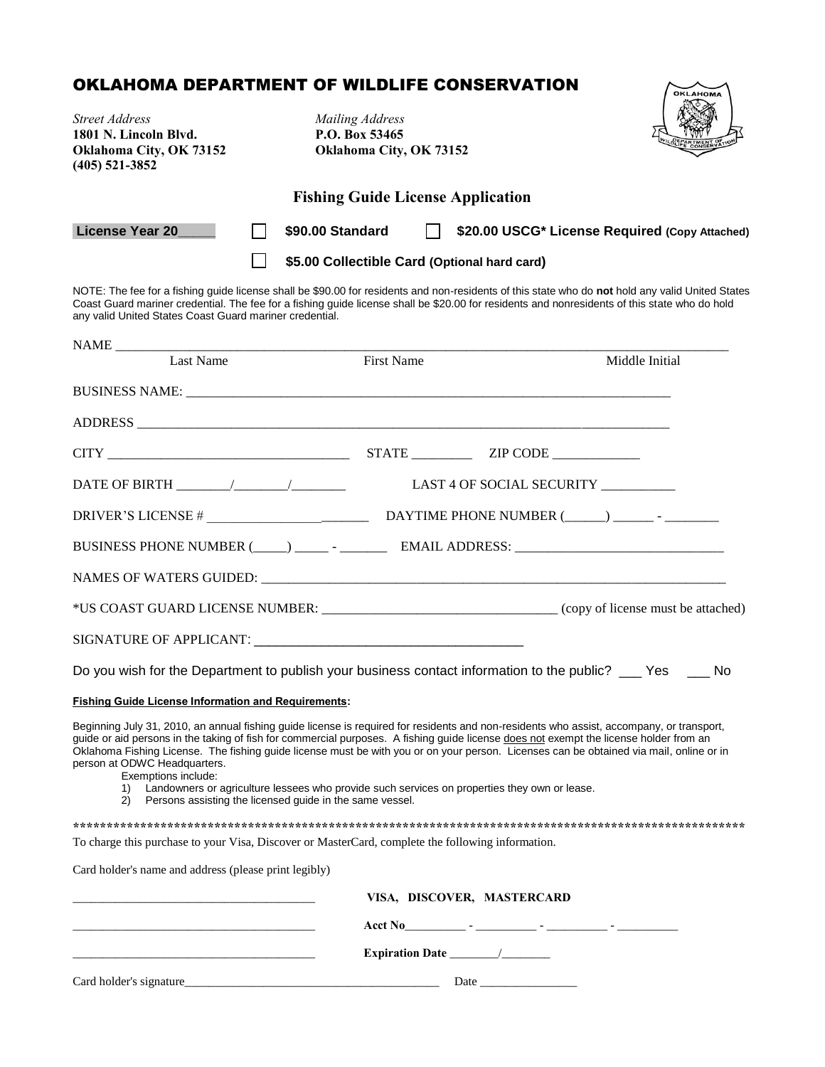# OKLAHOMA DEPARTMENT OF WILDLIFE CONSERVATION

*Street Address*
**1801 N. Lincoln Blvd.**
**Oklahoma City, OK 73152**
**(405) 521-3852**

*Mailing Address*
**P.O. Box 53465**
**Oklahoma City, OK 73152**

## Fishing Guide License Application

**License Year 20\_\_\_\_\_**

☐ **$90.00 Standard** ☐ **$20.00 USCG* License Required (Copy Attached)**

☐ **$5.00 Collectible Card (Optional hard card)**

NOTE: The fee for a fishing guide license shall be $90.00 for residents and non-residents of this state who do **not** hold any valid United States Coast Guard mariner credential. The fee for a fishing guide license shall be $20.00 for residents and nonresidents of this state who do hold any valid United States Coast Guard mariner credential.

NAME \_\_\_\_\_\_\_\_\_\_\_\_\_\_\_\_\_\_\_\_\_\_\_\_\_\_\_\_\_\_\_\_\_\_\_\_\_\_\_\_\_\_\_\_\_\_\_\_\_\_\_\_\_\_\_\_\_\_\_\_\_\_\_\_
Last Name First Name Middle Initial

BUSINESS NAME: \_\_\_\_\_\_\_\_\_\_\_\_\_\_\_\_\_\_\_\_\_\_\_\_\_\_\_\_\_\_\_\_\_\_\_\_\_\_\_\_\_\_\_\_\_\_\_\_\_\_\_\_

ADDRESS \_\_\_\_\_\_\_\_\_\_\_\_\_\_\_\_\_\_\_\_\_\_\_\_\_\_\_\_\_\_\_\_\_\_\_\_\_\_\_\_\_\_\_\_\_\_\_\_\_\_\_\_\_\_\_\_\_\_

CITY \_\_\_\_\_\_\_\_\_\_\_\_\_\_\_\_\_\_\_\_\_\_\_\_\_\_\_\_ STATE \_\_\_\_\_\_\_\_\_ ZIP CODE \_\_\_\_\_\_\_\_\_\_\_\_\_

DATE OF BIRTH \_\_\_\_\_\_\_\_/\_\_\_\_\_\_\_\_/\_\_\_\_\_\_\_\_ LAST 4 OF SOCIAL SECURITY \_\_\_\_\_\_\_\_\_\_\_

DRIVER'S LICENSE # \_\_\_\_\_\_\_\_\_\_\_\_\_\_\_\_\_\_\_\_\_\_\_\_ DAYTIME PHONE NUMBER (\_\_\_\_\_\_) \_\_\_\_\_\_ - \_\_\_\_\_\_\_\_

BUSINESS PHONE NUMBER (\_\_\_\_\_) \_\_\_\_\_ - \_\_\_\_\_\_\_ EMAIL ADDRESS: \_\_\_\_\_\_\_\_\_\_\_\_\_\_\_\_\_\_\_\_\_\_\_\_\_\_\_\_\_\_

NAMES OF WATERS GUIDED: \_\_\_\_\_\_\_\_\_\_\_\_\_\_\_\_\_\_\_\_\_\_\_\_\_\_\_\_\_\_\_\_\_\_\_\_\_\_\_\_\_\_\_\_\_\_\_\_\_\_

*US COAST GUARD LICENSE NUMBER: \_\_\_\_\_\_\_\_\_\_\_\_\_\_\_\_\_\_\_\_\_\_\_\_\_\_\_\_\_\_\_\_\_\_ (copy of license must be attached)

SIGNATURE OF APPLICANT: \_\_\_\_\_\_\_\_\_\_\_\_\_\_\_\_\_\_\_\_\_\_\_\_\_\_\_\_\_\_\_\_\_\_\_\_\_\_

Do you wish for the Department to publish your business contact information to the public? \_\_\_ Yes \_\_\_ No

**Fishing Guide License Information and Requirements:**

Beginning July 31, 2010, an annual fishing guide license is required for residents and non-residents who assist, accompany, or transport, guide or aid persons in the taking of fish for commercial purposes. A fishing guide license does not exempt the license holder from an Oklahoma Fishing License. The fishing guide license must be with you or on your person. Licenses can be obtained via mail, online or in person at ODWC Headquarters.

Exemptions include:

1) Landowners or agriculture lessees who provide such services on properties they own or lease.
2) Persons assisting the licensed guide in the same vessel.

**********************************************************************************************************

To charge this purchase to your Visa, Discover or MasterCard, complete the following information.

Card holder's name and address (please print legibly)

\_\_\_\_\_\_\_\_\_\_\_\_\_\_\_\_\_\_\_\_\_\_\_\_\_\_\_\_\_\_\_\_\_\_\_\_\_\_ **VISA, DISCOVER, MASTERCARD**

\_\_\_\_\_\_\_\_\_\_\_\_\_\_\_\_\_\_\_\_\_\_\_\_\_\_\_\_\_\_\_\_\_\_\_\_\_\_ **Acct No**\_\_\_\_\_\_\_\_\_\_ - \_\_\_\_\_\_\_\_\_\_ - \_\_\_\_\_\_\_\_\_\_ - \_\_\_\_\_\_\_\_\_\_

\_\_\_\_\_\_\_\_\_\_\_\_\_\_\_\_\_\_\_\_\_\_\_\_\_\_\_\_\_\_\_\_\_\_\_\_\_\_ **Expiration Date** \_\_\_\_\_\_\_\_/\_\_\_\_\_\_\_\_

Card holder's signature\_\_\_\_\_\_\_\_\_\_\_\_\_\_\_\_\_\_\_\_\_\_\_\_\_\_\_\_\_\_\_\_\_\_\_\_\_\_\_\_\_\_ Date \_\_\_\_\_\_\_\_\_\_\_\_\_\_\_\_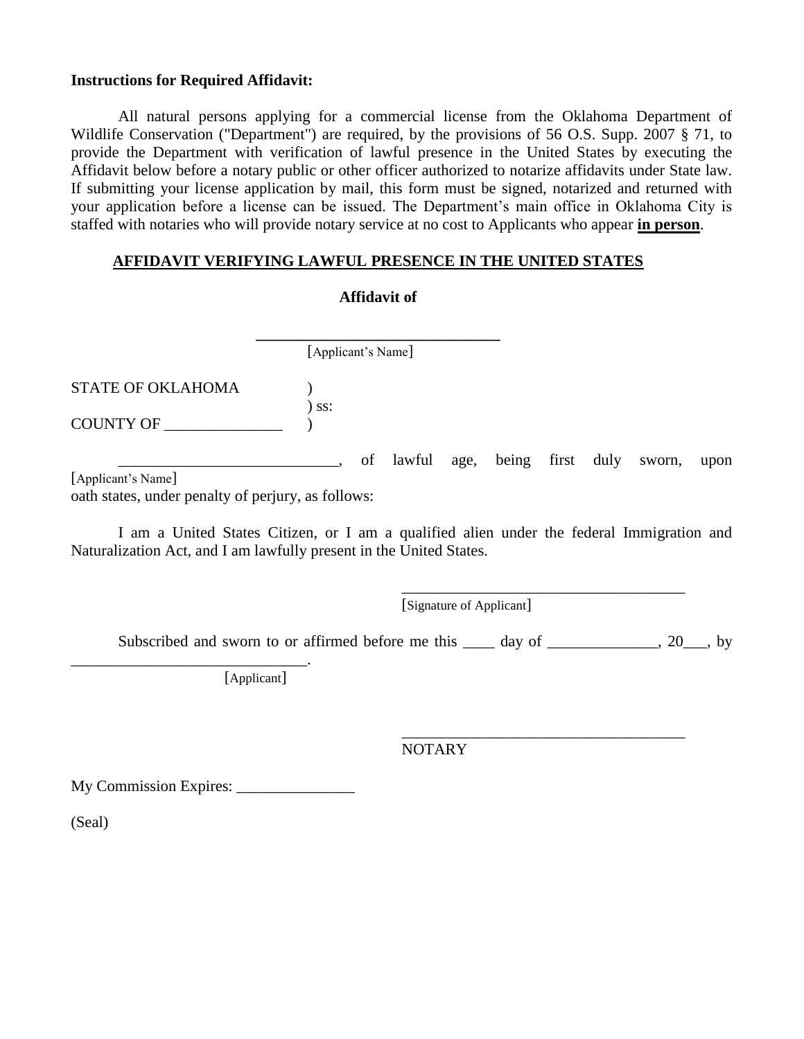**Instructions for Required Affidavit:**

All natural persons applying for a commercial license from the Oklahoma Department of Wildlife Conservation ("Department") are required, by the provisions of 56 O.S. Supp. 2007 § 71, to provide the Department with verification of lawful presence in the United States by executing the Affidavit below before a notary public or other officer authorized to notarize affidavits under State law. If submitting your license application by mail, this form must be signed, notarized and returned with your application before a license can be issued. The Department's main office in Oklahoma City is staffed with notaries who will provide notary service at no cost to Applicants who appear **<u>in person</u>**.

**<u>AFFIDAVIT VERIFYING LAWFUL PRESENCE IN THE UNITED STATES</u>**

**Affidavit of**

______________________________
[Applicant's Name]

STATE OF OKLAHOMA )
) ss:
COUNTY OF _______________ )

___________________________, of lawful age, being first duly sworn, upon
[Applicant's Name]
oath states, under penalty of perjury, as follows:

I am a United States Citizen, or I am a qualified alien under the federal Immigration and Naturalization Act, and I am lawfully present in the United States.

___________________________________
[Signature of Applicant]

Subscribed and sworn to or affirmed before me this ____ day of ______________, 20___, by
______________________________.
[Applicant]

___________________________________
NOTARY

My Commission Expires: _______________

(Seal)